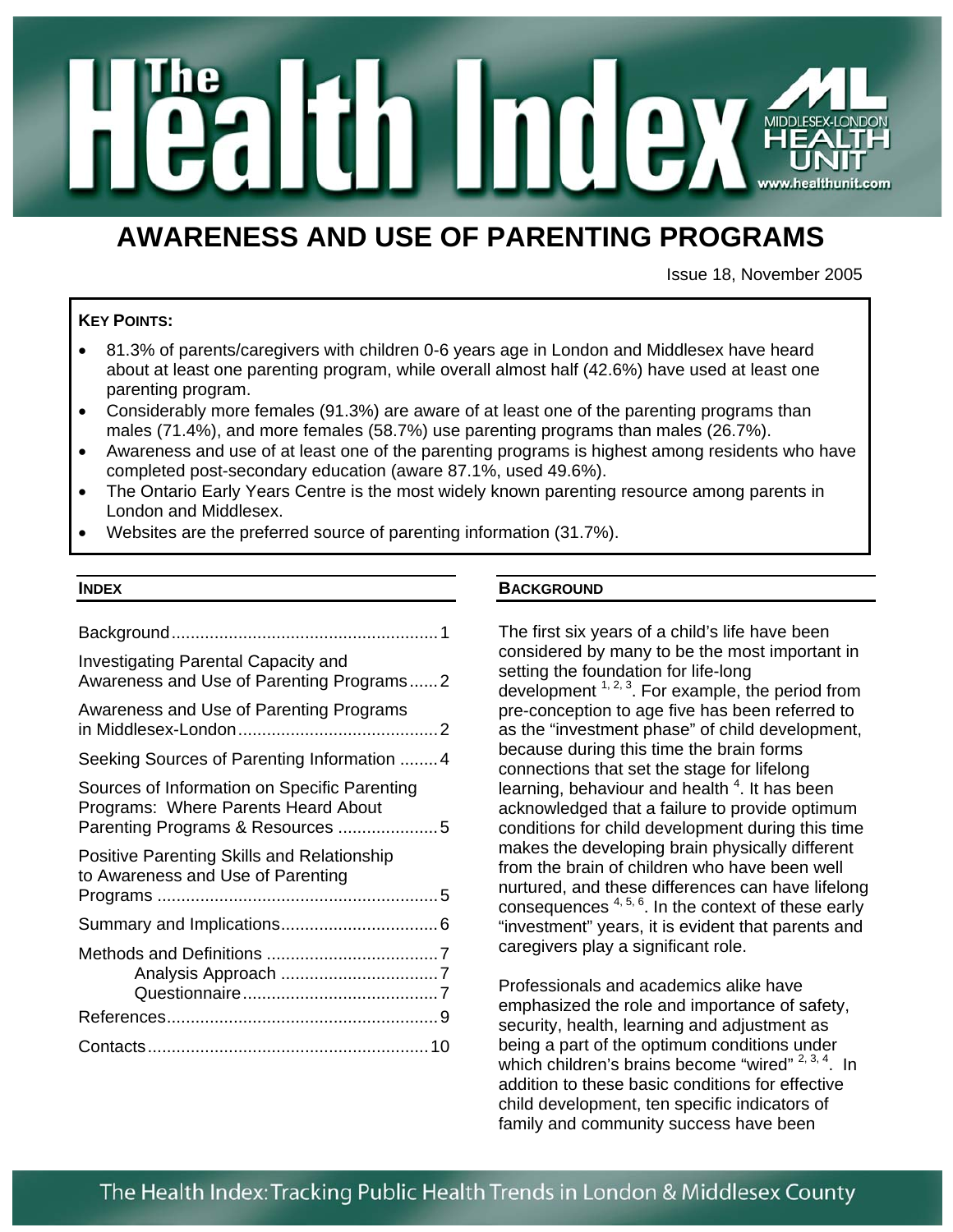# The Health Index

MIDDLESEX-LONDON HEALTH UNIT
www.healthunit.com

## AWARENESS AND USE OF PARENTING PROGRAMS

Issue 18, November 2005

**KEY POINTS:**

- 81.3% of parents/caregivers with children 0-6 years age in London and Middlesex have heard about at least one parenting program, while overall almost half (42.6%) have used at least one parenting program.
- Considerably more females (91.3%) are aware of at least one of the parenting programs than males (71.4%), and more females (58.7%) use parenting programs than males (26.7%).
- Awareness and use of at least one of the parenting programs is highest among residents who have completed post-secondary education (aware 87.1%, used 49.6%).
- The Ontario Early Years Centre is the most widely known parenting resource among parents in London and Middlesex.
- Websites are the preferred source of parenting information (31.7%).

### INDEX

| | |
|---|---|
| Background | 1 |
| Investigating Parental Capacity and Awareness and Use of Parenting Programs | 2 |
| Awareness and Use of Parenting Programs in Middlesex-London | 2 |
| Seeking Sources of Parenting Information | 4 |
| Sources of Information on Specific Parenting Programs: Where Parents Heard About Parenting Programs & Resources | 5 |
| Positive Parenting Skills and Relationship to Awareness and Use of Parenting Programs | 5 |
| Summary and Implications | 6 |
| Methods and Definitions | 7 |
| Analysis Approach | 7 |
| Questionnaire | 7 |
| References | 9 |
| Contacts | 10 |

### BACKGROUND

The first six years of a child's life have been considered by many to be the most important in setting the foundation for life-long development [1, 2, 3]. For example, the period from pre-conception to age five has been referred to as the "investment phase" of child development, because during this time the brain forms connections that set the stage for lifelong learning, behaviour and health [4]. It has been acknowledged that a failure to provide optimum conditions for child development during this time makes the developing brain physically different from the brain of children who have been well nurtured, and these differences can have lifelong consequences [4, 5, 6]. In the context of these early "investment" years, it is evident that parents and caregivers play a significant role.

Professionals and academics alike have emphasized the role and importance of safety, security, health, learning and adjustment as being a part of the optimum conditions under which children's brains become "wired" [2, 3, 4]. In addition to these basic conditions for effective child development, ten specific indicators of family and community success have been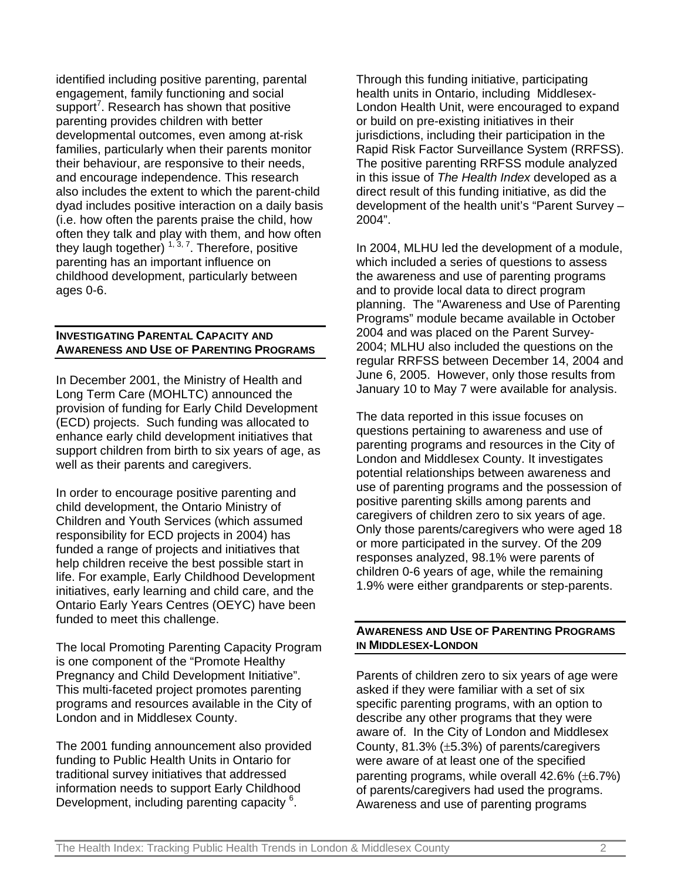identified including positive parenting, parental engagement, family functioning and social support[7]. Research has shown that positive parenting provides children with better developmental outcomes, even among at-risk families, particularly when their parents monitor their behaviour, are responsive to their needs, and encourage independence. This research also includes the extent to which the parent-child dyad includes positive interaction on a daily basis (i.e. how often the parents praise the child, how often they talk and play with them, and how often they laugh together) [1, 3, 7]. Therefore, positive parenting has an important influence on childhood development, particularly between ages 0-6.

## Investigating Parental Capacity and Awareness and Use of Parenting Programs

In December 2001, the Ministry of Health and Long Term Care (MOHLTC) announced the provision of funding for Early Child Development (ECD) projects. Such funding was allocated to enhance early child development initiatives that support children from birth to six years of age, as well as their parents and caregivers.

In order to encourage positive parenting and child development, the Ontario Ministry of Children and Youth Services (which assumed responsibility for ECD projects in 2004) has funded a range of projects and initiatives that help children receive the best possible start in life. For example, Early Childhood Development initiatives, early learning and child care, and the Ontario Early Years Centres (OEYC) have been funded to meet this challenge.

The local Promoting Parenting Capacity Program is one component of the "Promote Healthy Pregnancy and Child Development Initiative". This multi-faceted project promotes parenting programs and resources available in the City of London and in Middlesex County.

The 2001 funding announcement also provided funding to Public Health Units in Ontario for traditional survey initiatives that addressed information needs to support Early Childhood Development, including parenting capacity [6].

Through this funding initiative, participating health units in Ontario, including Middlesex-London Health Unit, were encouraged to expand or build on pre-existing initiatives in their jurisdictions, including their participation in the Rapid Risk Factor Surveillance System (RRFSS). The positive parenting RRFSS module analyzed in this issue of *The Health Index* developed as a direct result of this funding initiative, as did the development of the health unit's "Parent Survey – 2004".

In 2004, MLHU led the development of a module, which included a series of questions to assess the awareness and use of parenting programs and to provide local data to direct program planning. The "Awareness and Use of Parenting Programs" module became available in October 2004 and was placed on the Parent Survey-2004; MLHU also included the questions on the regular RRFSS between December 14, 2004 and June 6, 2005. However, only those results from January 10 to May 7 were available for analysis.

The data reported in this issue focuses on questions pertaining to awareness and use of parenting programs and resources in the City of London and Middlesex County. It investigates potential relationships between awareness and use of parenting programs and the possession of positive parenting skills among parents and caregivers of children zero to six years of age. Only those parents/caregivers who were aged 18 or more participated in the survey. Of the 209 responses analyzed, 98.1% were parents of children 0-6 years of age, while the remaining 1.9% were either grandparents or step-parents.

## Awareness and Use of Parenting Programs in Middlesex-London

Parents of children zero to six years of age were asked if they were familiar with a set of six specific parenting programs, with an option to describe any other programs that they were aware of. In the City of London and Middlesex County, 81.3% (±5.3%) of parents/caregivers were aware of at least one of the specified parenting programs, while overall 42.6% (±6.7%) of parents/caregivers had used the programs. Awareness and use of parenting programs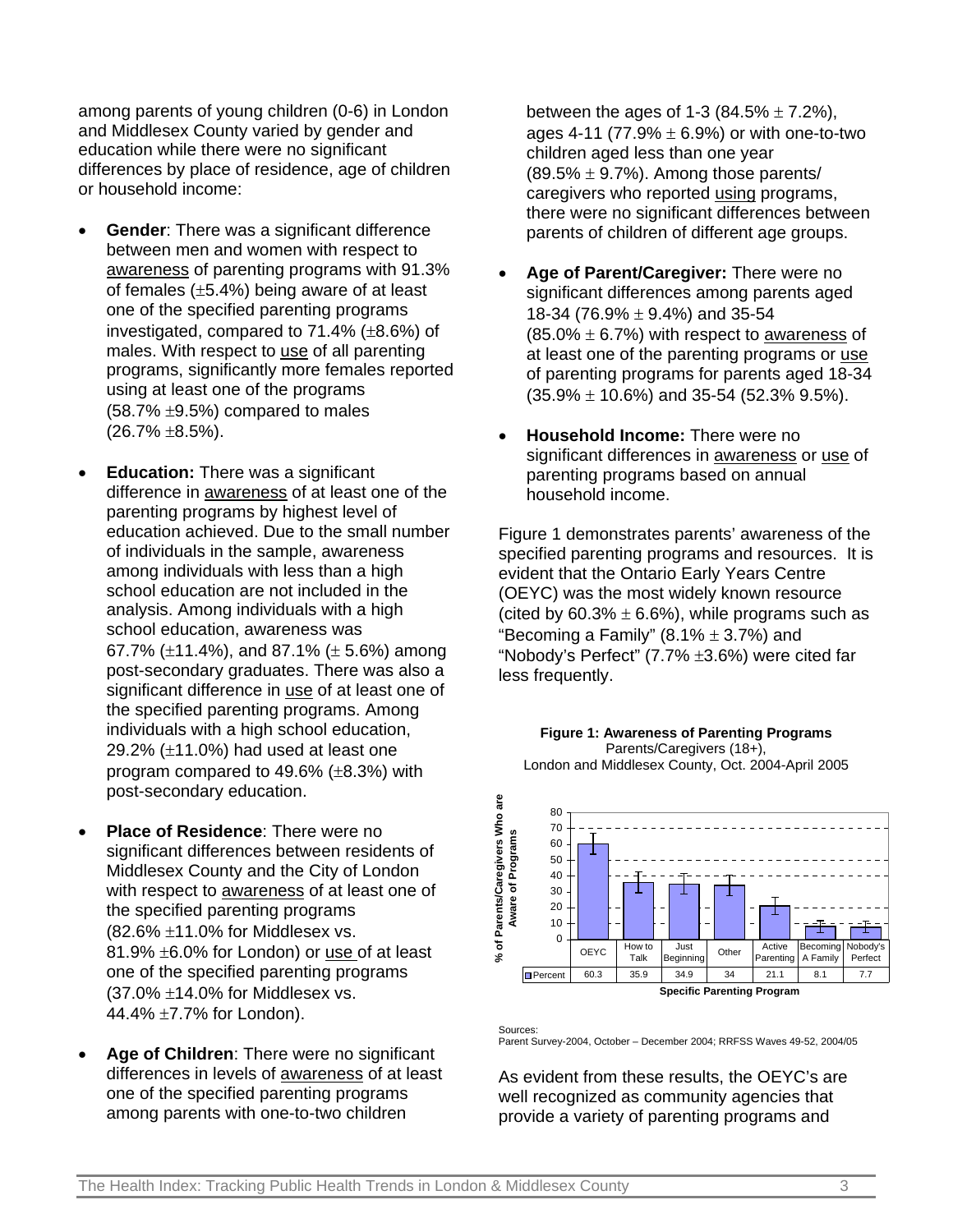among parents of young children (0-6) in London and Middlesex County varied by gender and education while there were no significant differences by place of residence, age of children or household income:

- **Gender**: There was a significant difference between men and women with respect to awareness of parenting programs with 91.3% of females (±5.4%) being aware of at least one of the specified parenting programs investigated, compared to 71.4% (±8.6%) of males. With respect to use of all parenting programs, significantly more females reported using at least one of the programs (58.7% ±9.5%) compared to males (26.7% ±8.5%).

- **Education:** There was a significant difference in awareness of at least one of the parenting programs by highest level of education achieved. Due to the small number of individuals in the sample, awareness among individuals with less than a high school education are not included in the analysis. Among individuals with a high school education, awareness was 67.7% (±11.4%), and 87.1% (± 5.6%) among post-secondary graduates. There was also a significant difference in use of at least one of the specified parenting programs. Among individuals with a high school education, 29.2% (±11.0%) had used at least one program compared to 49.6% (±8.3%) with post-secondary education.

- **Place of Residence**: There were no significant differences between residents of Middlesex County and the City of London with respect to awareness of at least one of the specified parenting programs (82.6% ±11.0% for Middlesex vs. 81.9% ±6.0% for London) or use of at least one of the specified parenting programs (37.0% ±14.0% for Middlesex vs. 44.4% ±7.7% for London).

- **Age of Children**: There were no significant differences in levels of awareness of at least one of the specified parenting programs among parents with one-to-two children between the ages of 1-3 (84.5% ± 7.2%), ages 4-11 (77.9% ± 6.9%) or with one-to-two children aged less than one year (89.5% ± 9.7%). Among those parents/ caregivers who reported using programs, there were no significant differences between parents of children of different age groups.

- **Age of Parent/Caregiver:** There were no significant differences among parents aged 18-34 (76.9% ± 9.4%) and 35-54 (85.0% ± 6.7%) with respect to awareness of at least one of the parenting programs or use of parenting programs for parents aged 18-34 (35.9% ± 10.6%) and 35-54 (52.3% 9.5%).

- **Household Income:** There were no significant differences in awareness or use of parenting programs based on annual household income.

Figure 1 demonstrates parents' awareness of the specified parenting programs and resources. It is evident that the Ontario Early Years Centre (OEYC) was the most widely known resource (cited by 60.3% ± 6.6%), while programs such as "Becoming a Family" (8.1% ± 3.7%) and "Nobody's Perfect" (7.7% ±3.6%) were cited far less frequently.

**Figure 1: Awareness of Parenting Programs**
Parents/Caregivers (18+),
London and Middlesex County, Oct. 2004-April 2005

% of Parents/Caregivers Who are Aware of Programs

| | OEYC | How to Talk | Just Beginning | Other | Active Parenting | Becoming A Family | Nobody's Perfect |
|---|---|---|---|---|---|---|---|
| Percent | 60.3 | 35.9 | 34.9 | 34 | 21.1 | 8.1 | 7.7 |

Specific Parenting Program

Sources:
Parent Survey-2004, October – December 2004; RRFSS Waves 49-52, 2004/05

As evident from these results, the OEYC's are well recognized as community agencies that provide a variety of parenting programs and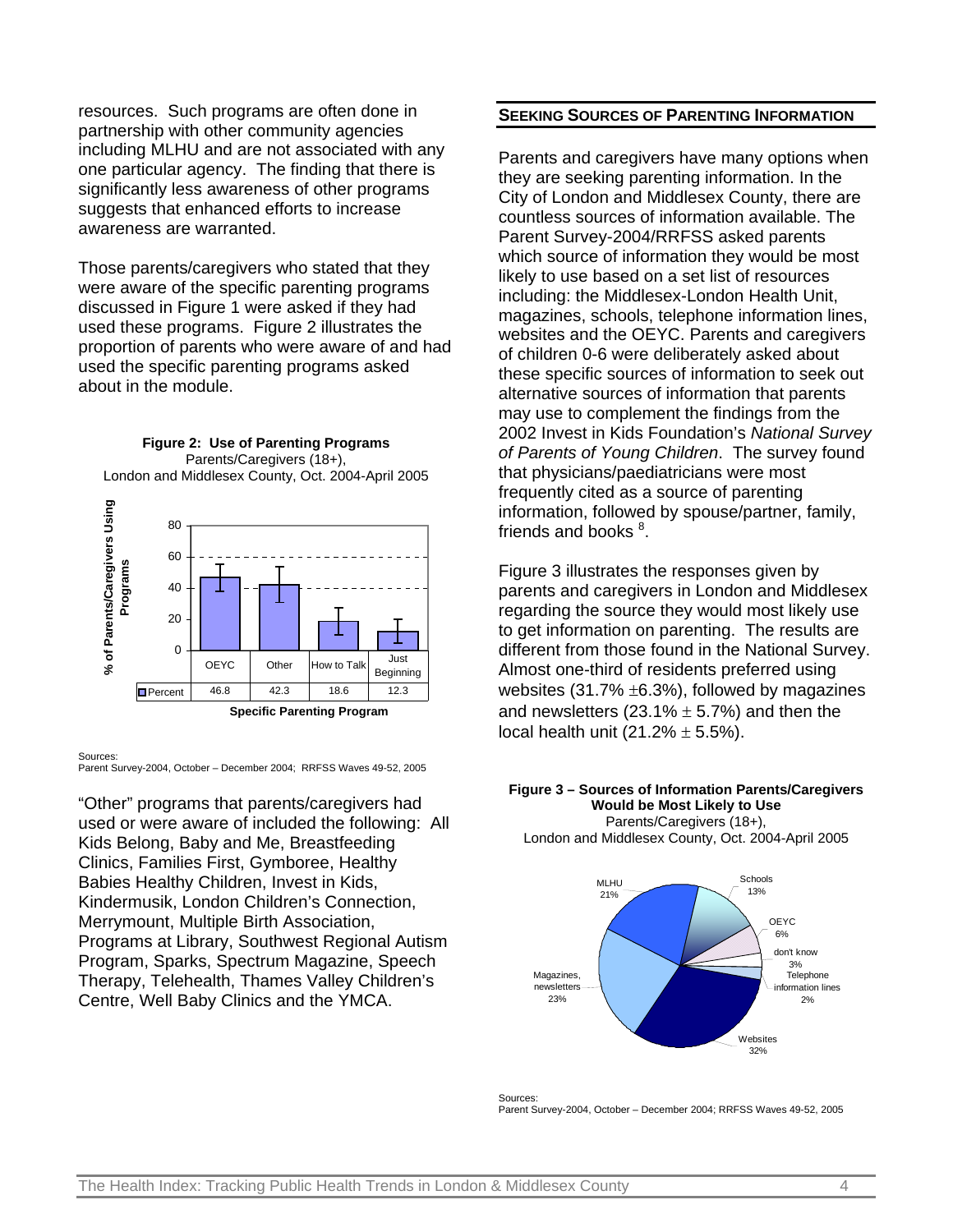resources. Such programs are often done in partnership with other community agencies including MLHU and are not associated with any one particular agency. The finding that there is significantly less awareness of other programs suggests that enhanced efforts to increase awareness are warranted.

Those parents/caregivers who stated that they were aware of the specific parenting programs discussed in Figure 1 were asked if they had used these programs. Figure 2 illustrates the proportion of parents who were aware of and had used the specific parenting programs asked about in the module.

**Figure 2: Use of Parenting Programs**
Parents/Caregivers (18+),
London and Middlesex County, Oct. 2004-April 2005

| | OEYC | Other | How to Talk | Just Beginning |
|---|---|---|---|---|
| Percent | 46.8 | 42.3 | 18.6 | 12.3 |

Specific Parenting Program

Sources:
Parent Survey-2004, October – December 2004; RRFSS Waves 49-52, 2005

"Other" programs that parents/caregivers had used or were aware of included the following: All Kids Belong, Baby and Me, Breastfeeding Clinics, Families First, Gymboree, Healthy Babies Healthy Children, Invest in Kids, Kindermusik, London Children's Connection, Merrymount, Multiple Birth Association, Programs at Library, Southwest Regional Autism Program, Sparks, Spectrum Magazine, Speech Therapy, Telehealth, Thames Valley Children's Centre, Well Baby Clinics and the YMCA.

## SEEKING SOURCES OF PARENTING INFORMATION

Parents and caregivers have many options when they are seeking parenting information. In the City of London and Middlesex County, there are countless sources of information available. The Parent Survey-2004/RRFSS asked parents which source of information they would be most likely to use based on a set list of resources including: the Middlesex-London Health Unit, magazines, schools, telephone information lines, websites and the OEYC. Parents and caregivers of children 0-6 were deliberately asked about these specific sources of information to seek out alternative sources of information that parents may use to complement the findings from the 2002 Invest in Kids Foundation's *National Survey of Parents of Young Children*. The survey found that physicians/paediatricians were most frequently cited as a source of parenting information, followed by spouse/partner, family, friends and books [8].

Figure 3 illustrates the responses given by parents and caregivers in London and Middlesex regarding the source they would most likely use to get information on parenting. The results are different from those found in the National Survey. Almost one-third of residents preferred using websites (31.7% ±6.3%), followed by magazines and newsletters (23.1% ± 5.7%) and then the local health unit (21.2% ± 5.5%).

**Figure 3 – Sources of Information Parents/Caregivers Would be Most Likely to Use**
Parents/Caregivers (18+),
London and Middlesex County, Oct. 2004-April 2005

| Source | Percent |
|---|---|
| MLHU | 21% |
| Schools | 13% |
| OEYC | 6% |
| don't know | 3% |
| Telephone information lines | 2% |
| Websites | 32% |
| Magazines, newsletters | 23% |

Sources:
Parent Survey-2004, October – December 2004; RRFSS Waves 49-52, 2005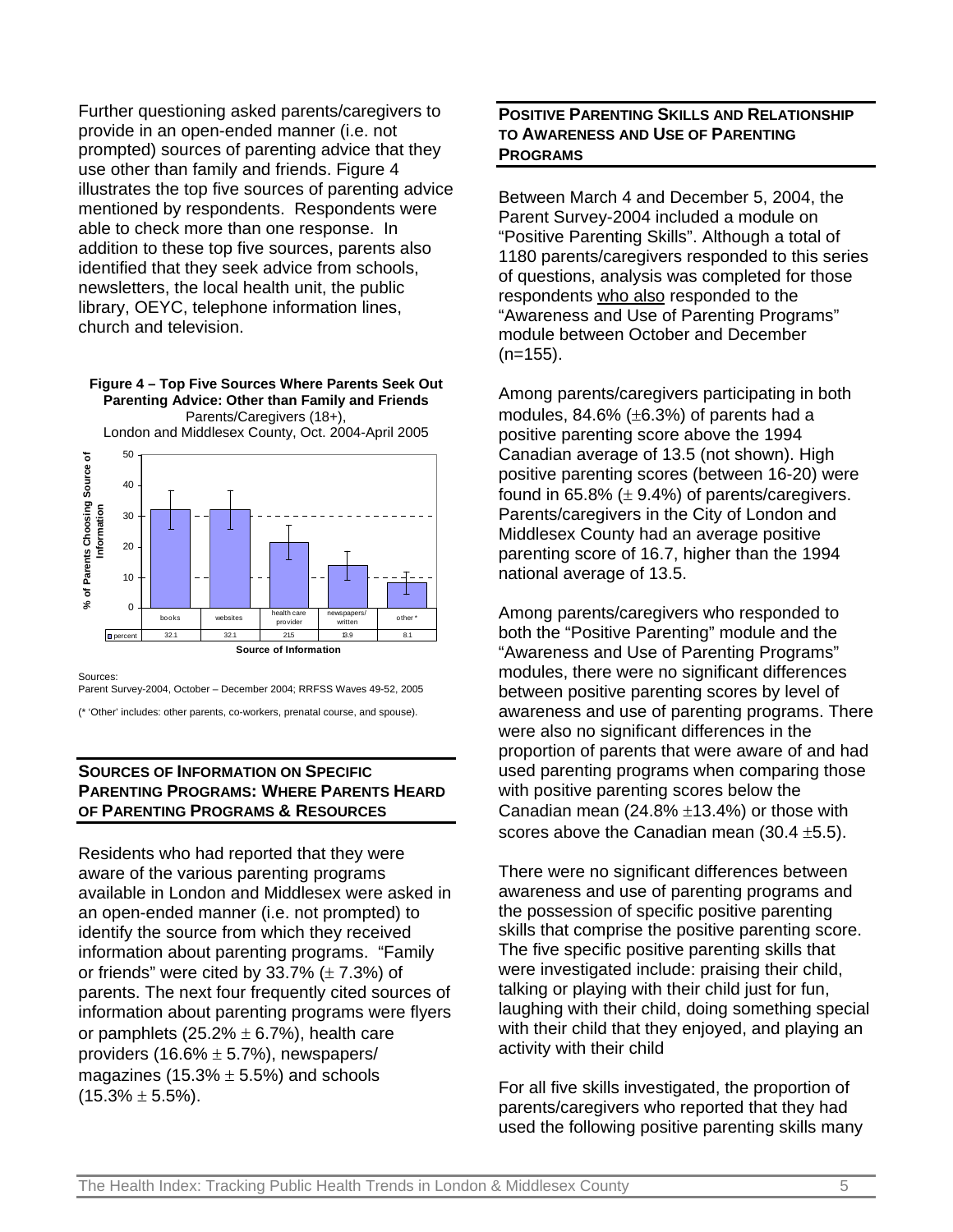Further questioning asked parents/caregivers to provide in an open-ended manner (i.e. not prompted) sources of parenting advice that they use other than family and friends. Figure 4 illustrates the top five sources of parenting advice mentioned by respondents. Respondents were able to check more than one response. In addition to these top five sources, parents also identified that they seek advice from schools, newsletters, the local health unit, the public library, OEYC, telephone information lines, church and television.

**Figure 4 – Top Five Sources Where Parents Seek Out Parenting Advice: Other than Family and Friends**
Parents/Caregivers (18+),
London and Middlesex County, Oct. 2004-April 2005

| Source of Information | books | websites | health care provider | newspapers/ written | other* |
|---|---|---|---|---|---|
| percent | 32.1 | 32.1 | 21.5 | 13.9 | 8.1 |

Sources:
Parent Survey-2004, October – December 2004; RRFSS Waves 49-52, 2005

(* 'Other' includes: other parents, co-workers, prenatal course, and spouse).

## Sources of Information on Specific Parenting Programs: Where Parents Heard of Parenting Programs & Resources

Residents who had reported that they were aware of the various parenting programs available in London and Middlesex were asked in an open-ended manner (i.e. not prompted) to identify the source from which they received information about parenting programs. "Family or friends" were cited by 33.7% (± 7.3%) of parents. The next four frequently cited sources of information about parenting programs were flyers or pamphlets (25.2% ± 6.7%), health care providers (16.6% ± 5.7%), newspapers/ magazines (15.3% ± 5.5%) and schools (15.3% ± 5.5%).

## Positive Parenting Skills and Relationship to Awareness and Use of Parenting Programs

Between March 4 and December 5, 2004, the Parent Survey-2004 included a module on "Positive Parenting Skills". Although a total of 1180 parents/caregivers responded to this series of questions, analysis was completed for those respondents <u>who also</u> responded to the "Awareness and Use of Parenting Programs" module between October and December (n=155).

Among parents/caregivers participating in both modules, 84.6% (±6.3%) of parents had a positive parenting score above the 1994 Canadian average of 13.5 (not shown). High positive parenting scores (between 16-20) were found in 65.8% (± 9.4%) of parents/caregivers. Parents/caregivers in the City of London and Middlesex County had an average positive parenting score of 16.7, higher than the 1994 national average of 13.5.

Among parents/caregivers who responded to both the "Positive Parenting" module and the "Awareness and Use of Parenting Programs" modules, there were no significant differences between positive parenting scores by level of awareness and use of parenting programs. There were also no significant differences in the proportion of parents that were aware of and had used parenting programs when comparing those with positive parenting scores below the Canadian mean (24.8% ±13.4%) or those with scores above the Canadian mean (30.4 ±5.5).

There were no significant differences between awareness and use of parenting programs and the possession of specific positive parenting skills that comprise the positive parenting score. The five specific positive parenting skills that were investigated include: praising their child, talking or playing with their child just for fun, laughing with their child, doing something special with their child that they enjoyed, and playing an activity with their child

For all five skills investigated, the proportion of parents/caregivers who reported that they had used the following positive parenting skills many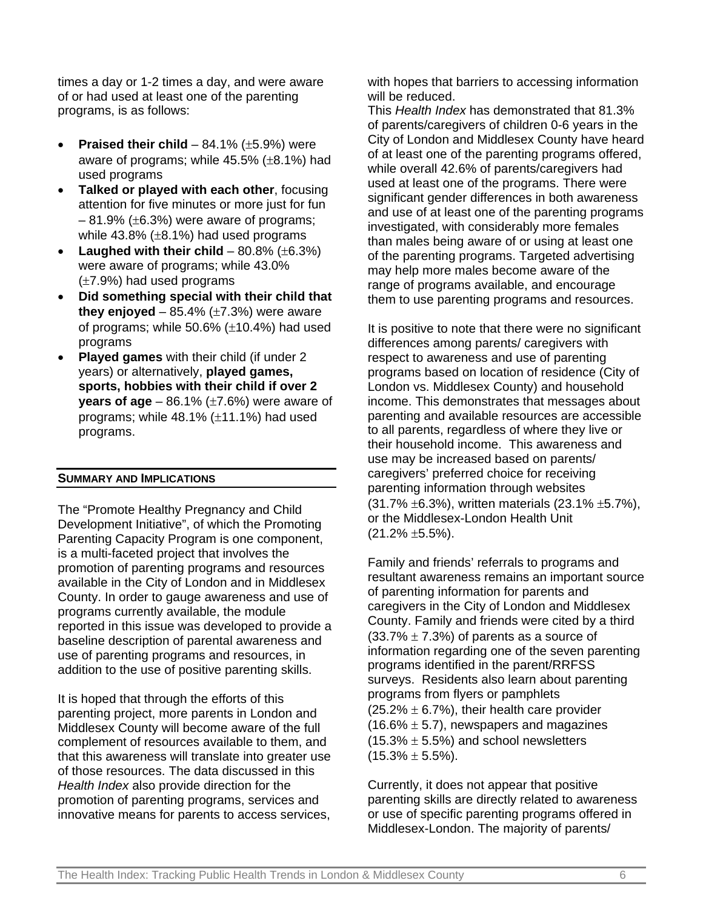times a day or 1-2 times a day, and were aware of or had used at least one of the parenting programs, is as follows:

- **Praised their child** – 84.1% (±5.9%) were aware of programs; while 45.5% (±8.1%) had used programs
- **Talked or played with each other**, focusing attention for five minutes or more just for fun – 81.9% (±6.3%) were aware of programs; while 43.8% (±8.1%) had used programs
- **Laughed with their child** – 80.8% (±6.3%) were aware of programs; while 43.0% (±7.9%) had used programs
- **Did something special with their child that they enjoyed** – 85.4% (±7.3%) were aware of programs; while 50.6% (±10.4%) had used programs
- **Played games** with their child (if under 2 years) or alternatively, **played games, sports, hobbies with their child if over 2 years of age** – 86.1% (±7.6%) were aware of programs; while 48.1% (±11.1%) had used programs.

## SUMMARY AND IMPLICATIONS

The "Promote Healthy Pregnancy and Child Development Initiative", of which the Promoting Parenting Capacity Program is one component, is a multi-faceted project that involves the promotion of parenting programs and resources available in the City of London and in Middlesex County. In order to gauge awareness and use of programs currently available, the module reported in this issue was developed to provide a baseline description of parental awareness and use of parenting programs and resources, in addition to the use of positive parenting skills.

It is hoped that through the efforts of this parenting project, more parents in London and Middlesex County will become aware of the full complement of resources available to them, and that this awareness will translate into greater use of those resources. The data discussed in this *Health Index* also provide direction for the promotion of parenting programs, services and innovative means for parents to access services, with hopes that barriers to accessing information will be reduced.

This *Health Index* has demonstrated that 81.3% of parents/caregivers of children 0-6 years in the City of London and Middlesex County have heard of at least one of the parenting programs offered, while overall 42.6% of parents/caregivers had used at least one of the programs. There were significant gender differences in both awareness and use of at least one of the parenting programs investigated, with considerably more females than males being aware of or using at least one of the parenting programs. Targeted advertising may help more males become aware of the range of programs available, and encourage them to use parenting programs and resources.

It is positive to note that there were no significant differences among parents/ caregivers with respect to awareness and use of parenting programs based on location of residence (City of London vs. Middlesex County) and household income. This demonstrates that messages about parenting and available resources are accessible to all parents, regardless of where they live or their household income. This awareness and use may be increased based on parents/ caregivers' preferred choice for receiving parenting information through websites (31.7% ±6.3%), written materials (23.1% ±5.7%), or the Middlesex-London Health Unit (21.2% ±5.5%).

Family and friends' referrals to programs and resultant awareness remains an important source of parenting information for parents and caregivers in the City of London and Middlesex County. Family and friends were cited by a third (33.7% ± 7.3%) of parents as a source of information regarding one of the seven parenting programs identified in the parent/RRFSS surveys. Residents also learn about parenting programs from flyers or pamphlets (25.2% ± 6.7%), their health care provider (16.6% ± 5.7), newspapers and magazines (15.3% ± 5.5%) and school newsletters (15.3% ± 5.5%).

Currently, it does not appear that positive parenting skills are directly related to awareness or use of specific parenting programs offered in Middlesex-London. The majority of parents/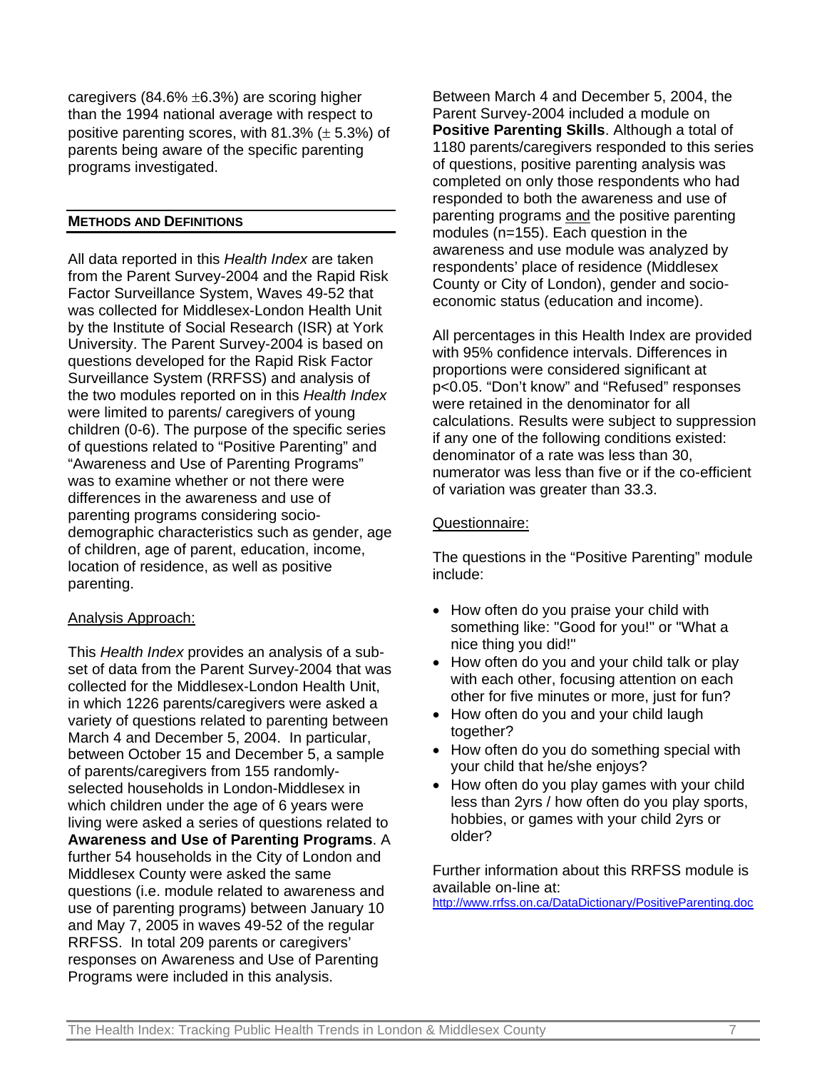caregivers (84.6% ±6.3%) are scoring higher than the 1994 national average with respect to positive parenting scores, with 81.3% (± 5.3%) of parents being aware of the specific parenting programs investigated.

## METHODS AND DEFINITIONS

All data reported in this *Health Index* are taken from the Parent Survey-2004 and the Rapid Risk Factor Surveillance System, Waves 49-52 that was collected for Middlesex-London Health Unit by the Institute of Social Research (ISR) at York University. The Parent Survey-2004 is based on questions developed for the Rapid Risk Factor Surveillance System (RRFSS) and analysis of the two modules reported on in this *Health Index* were limited to parents/ caregivers of young children (0-6). The purpose of the specific series of questions related to "Positive Parenting" and "Awareness and Use of Parenting Programs" was to examine whether or not there were differences in the awareness and use of parenting programs considering socio-demographic characteristics such as gender, age of children, age of parent, education, income, location of residence, as well as positive parenting.

### Analysis Approach:

This *Health Index* provides an analysis of a sub-set of data from the Parent Survey-2004 that was collected for the Middlesex-London Health Unit, in which 1226 parents/caregivers were asked a variety of questions related to parenting between March 4 and December 5, 2004. In particular, between October 15 and December 5, a sample of parents/caregivers from 155 randomly-selected households in London-Middlesex in which children under the age of 6 years were living were asked a series of questions related to **Awareness and Use of Parenting Programs**. A further 54 households in the City of London and Middlesex County were asked the same questions (i.e. module related to awareness and use of parenting programs) between January 10 and May 7, 2005 in waves 49-52 of the regular RRFSS. In total 209 parents or caregivers' responses on Awareness and Use of Parenting Programs were included in this analysis.

Between March 4 and December 5, 2004, the Parent Survey-2004 included a module on **Positive Parenting Skills**. Although a total of 1180 parents/caregivers responded to this series of questions, positive parenting analysis was completed on only those respondents who had responded to both the awareness and use of parenting programs and the positive parenting modules (n=155). Each question in the awareness and use module was analyzed by respondents' place of residence (Middlesex County or City of London), gender and socio-economic status (education and income).

All percentages in this Health Index are provided with 95% confidence intervals. Differences in proportions were considered significant at $p<0.05$. "Don't know" and "Refused" responses were retained in the denominator for all calculations. Results were subject to suppression if any one of the following conditions existed: denominator of a rate was less than 30, numerator was less than five or if the co-efficient of variation was greater than 33.3.

### Questionnaire:

The questions in the "Positive Parenting" module include:

- How often do you praise your child with something like: "Good for you!" or "What a nice thing you did!"
- How often do you and your child talk or play with each other, focusing attention on each other for five minutes or more, just for fun?
- How often do you and your child laugh together?
- How often do you do something special with your child that he/she enjoys?
- How often do you play games with your child less than 2yrs / how often do you play sports, hobbies, or games with your child 2yrs or older?

Further information about this RRFSS module is available on-line at:
http://www.rrfss.on.ca/DataDictionary/PositiveParenting.doc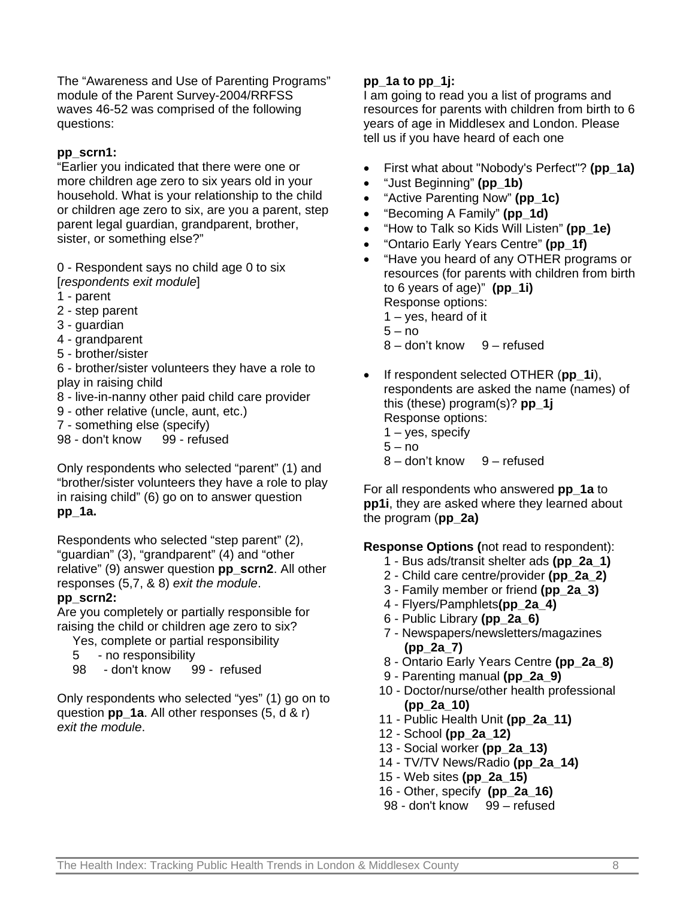The “Awareness and Use of Parenting Programs” module of the Parent Survey-2004/RRFSS waves 46-52 was comprised of the following questions:

**pp_scrn1:**

“Earlier you indicated that there were one or more children age zero to six years old in your household. What is your relationship to the child or children age zero to six, are you a parent, step parent legal guardian, grandparent, brother, sister, or something else?”

0 - Respondent says no child age 0 to six [*respondents exit module*]
1 - parent
2 - step parent
3 - guardian
4 - grandparent
5 - brother/sister
6 - brother/sister volunteers they have a role to play in raising child
8 - live-in-nanny other paid child care provider
9 - other relative (uncle, aunt, etc.)
7 - something else (specify)
98 - don't know   99 - refused

Only respondents who selected “parent” (1) and “brother/sister volunteers they have a role to play in raising child” (6) go on to answer question **pp_1a.**

Respondents who selected “step parent” (2), “guardian” (3), “grandparent” (4) and “other relative” (9) answer question **pp_scrn2**. All other responses (5,7, & 8) *exit the module*.

**pp_scrn2:**

Are you completely or partially responsible for raising the child or children age zero to six?

Yes, complete or partial responsibility
5 - no responsibility
98 - don't know   99 - refused

Only respondents who selected “yes” (1) go on to question **pp_1a**. All other responses (5, d & r) *exit the module*.

**pp_1a to pp_1j:**

I am going to read you a list of programs and resources for parents with children from birth to 6 years of age in Middlesex and London. Please tell us if you have heard of each one

- First what about "Nobody's Perfect"? **(pp_1a)**
- “Just Beginning” **(pp_1b)**
- “Active Parenting Now” **(pp_1c)**
- “Becoming A Family” **(pp_1d)**
- “How to Talk so Kids Will Listen” **(pp_1e)**
- “Ontario Early Years Centre” **(pp_1f)**
- “Have you heard of any OTHER programs or resources (for parents with children from birth to 6 years of age)” **(pp_1i)**
  Response options:
  1 – yes, heard of it
  5 – no
  8 – don’t know   9 – refused
- If respondent selected OTHER (**pp_1i**), respondents are asked the name (names) of this (these) program(s)? **pp_1j**
  Response options:
  1 – yes, specify
  5 – no
  8 – don’t know   9 – refused

For all respondents who answered **pp_1a** to **pp1i**, they are asked where they learned about the program (**pp_2a)**

**Response Options (**not read to respondent):

1 - Bus ads/transit shelter ads **(pp_2a_1)**
2 - Child care centre/provider **(pp_2a_2)**
3 - Family member or friend **(pp_2a_3)**
4 - Flyers/Pamphlets**(pp_2a_4)**
6 - Public Library **(pp_2a_6)**
7 - Newspapers/newsletters/magazines **(pp_2a_7)**
8 - Ontario Early Years Centre **(pp_2a_8)**
9 - Parenting manual **(pp_2a_9)**
10 - Doctor/nurse/other health professional **(pp_2a_10)**
11 - Public Health Unit **(pp_2a_11)**
12 - School **(pp_2a_12)**
13 - Social worker **(pp_2a_13)**
14 - TV/TV News/Radio **(pp_2a_14)**
15 - Web sites **(pp_2a_15)**
16 - Other, specify **(pp_2a_16)**
98 - don't know   99 – refused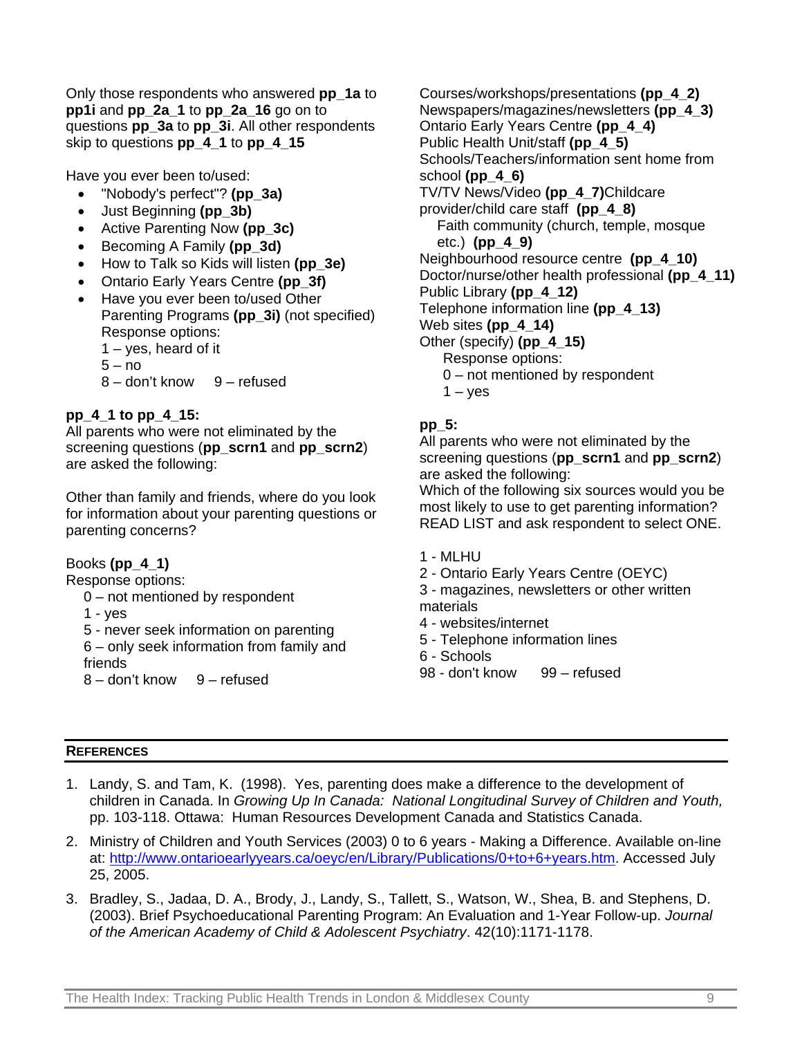Only those respondents who answered **pp_1a** to **pp1i** and **pp_2a_1** to **pp_2a_16** go on to questions **pp_3a** to **pp_3i**. All other respondents skip to questions **pp_4_1** to **pp_4_15**

Have you ever been to/used:

- "Nobody's perfect"? **(pp_3a)**
- Just Beginning **(pp_3b)**
- Active Parenting Now **(pp_3c)**
- Becoming A Family **(pp_3d)**
- How to Talk so Kids will listen **(pp_3e)**
- Ontario Early Years Centre **(pp_3f)**
- Have you ever been to/used Other Parenting Programs **(pp_3i)** (not specified)
  Response options:
  1 – yes, heard of it
  5 – no
  8 – don't know     9 – refused

**pp_4_1 to pp_4_15:**
All parents who were not eliminated by the screening questions (**pp_scrn1** and **pp_scrn2**) are asked the following:

Other than family and friends, where do you look for information about your parenting questions or parenting concerns?

Books **(pp_4_1)**
Response options:
  0 – not mentioned by respondent
  1 - yes
  5 - never seek information on parenting
  6 – only seek information from family and friends
  8 – don't know     9 – refused

Courses/workshops/presentations **(pp_4_2)**
Newspapers/magazines/newsletters **(pp_4_3)**
Ontario Early Years Centre **(pp_4_4)**
Public Health Unit/staff **(pp_4_5)**
Schools/Teachers/information sent home from school **(pp_4_6)**
TV/TV News/Video **(pp_4_7)**
Childcare provider/child care staff **(pp_4_8)**
Faith community (church, temple, mosque etc.) **(pp_4_9)**
Neighbourhood resource centre **(pp_4_10)**
Doctor/nurse/other health professional **(pp_4_11)**
Public Library **(pp_4_12)**
Telephone information line **(pp_4_13)**
Web sites **(pp_4_14)**
Other (specify) **(pp_4_15)**
  Response options:
  0 – not mentioned by respondent
  1 – yes

**pp_5:**
All parents who were not eliminated by the screening questions (**pp_scrn1** and **pp_scrn2**) are asked the following:
Which of the following six sources would you be most likely to use to get parenting information? READ LIST and ask respondent to select ONE.

1 - MLHU
2 - Ontario Early Years Centre (OEYC)
3 - magazines, newsletters or other written materials
4 - websites/internet
5 - Telephone information lines
6 - Schools
98 - don't know     99 – refused

## REFERENCES

1. Landy, S. and Tam, K. (1998). Yes, parenting does make a difference to the development of children in Canada. In *Growing Up In Canada: National Longitudinal Survey of Children and Youth,* pp. 103-118. Ottawa: Human Resources Development Canada and Statistics Canada.
2. Ministry of Children and Youth Services (2003) 0 to 6 years - Making a Difference. Available on-line at: http://www.ontarioearlyyears.ca/oeyc/en/Library/Publications/0+to+6+years.htm. Accessed July 25, 2005.
3. Bradley, S., Jadaa, D. A., Brody, J., Landy, S., Tallett, S., Watson, W., Shea, B. and Stephens, D. (2003). Brief Psychoeducational Parenting Program: An Evaluation and 1-Year Follow-up. *Journal of the American Academy of Child & Adolescent Psychiatry*. 42(10):1171-1178.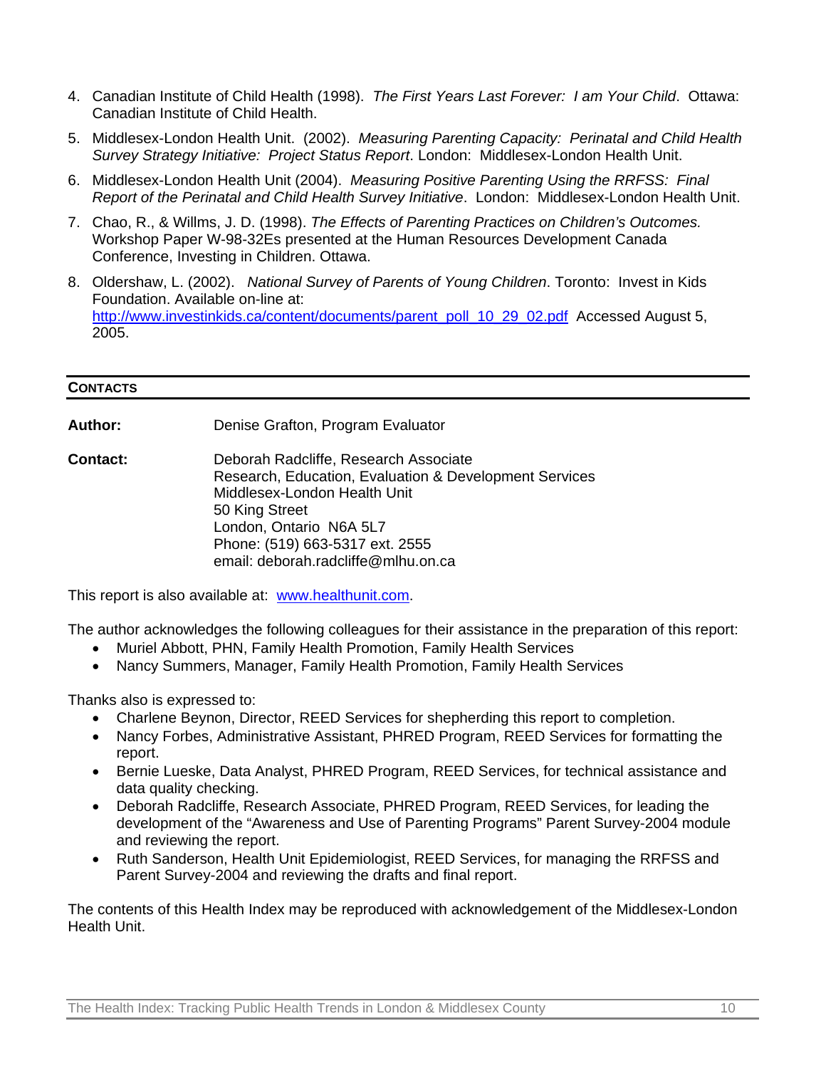4. Canadian Institute of Child Health (1998). *The First Years Last Forever: I am Your Child*. Ottawa: Canadian Institute of Child Health.
5. Middlesex-London Health Unit. (2002). *Measuring Parenting Capacity: Perinatal and Child Health Survey Strategy Initiative: Project Status Report*. London: Middlesex-London Health Unit.
6. Middlesex-London Health Unit (2004). *Measuring Positive Parenting Using the RRFSS: Final Report of the Perinatal and Child Health Survey Initiative*. London: Middlesex-London Health Unit.
7. Chao, R., & Willms, J. D. (1998). *The Effects of Parenting Practices on Children's Outcomes.* Workshop Paper W-98-32Es presented at the Human Resources Development Canada Conference, Investing in Children. Ottawa.
8. Oldershaw, L. (2002). *National Survey of Parents of Young Children*. Toronto: Invest in Kids Foundation. Available on-line at: http://www.investinkids.ca/content/documents/parent_poll_10_29_02.pdf Accessed August 5, 2005.

## CONTACTS

**Author:** Denise Grafton, Program Evaluator

**Contact:** Deborah Radcliffe, Research Associate
Research, Education, Evaluation & Development Services
Middlesex-London Health Unit
50 King Street
London, Ontario N6A 5L7
Phone: (519) 663-5317 ext. 2555
email: deborah.radcliffe@mlhu.on.ca

This report is also available at: www.healthunit.com.

The author acknowledges the following colleagues for their assistance in the preparation of this report:

- Muriel Abbott, PHN, Family Health Promotion, Family Health Services
- Nancy Summers, Manager, Family Health Promotion, Family Health Services

Thanks also is expressed to:

- Charlene Beynon, Director, REED Services for shepherding this report to completion.
- Nancy Forbes, Administrative Assistant, PHRED Program, REED Services for formatting the report.
- Bernie Lueske, Data Analyst, PHRED Program, REED Services, for technical assistance and data quality checking.
- Deborah Radcliffe, Research Associate, PHRED Program, REED Services, for leading the development of the "Awareness and Use of Parenting Programs" Parent Survey-2004 module and reviewing the report.
- Ruth Sanderson, Health Unit Epidemiologist, REED Services, for managing the RRFSS and Parent Survey-2004 and reviewing the drafts and final report.

The contents of this Health Index may be reproduced with acknowledgement of the Middlesex-London Health Unit.